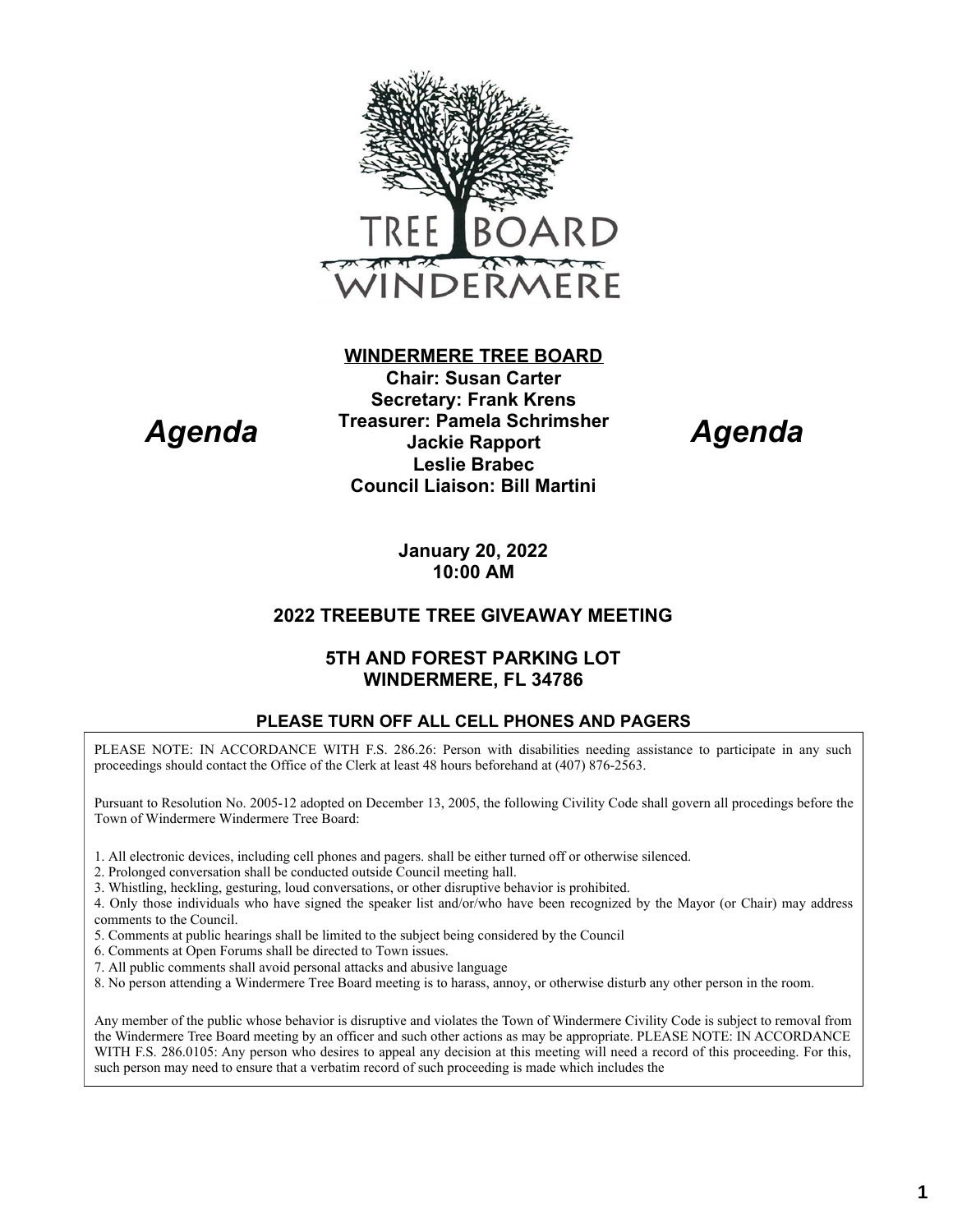TREE BOARD
WINDERMERE

## WINDERMERE TREE BOARD

*Agenda* **Chair: Susan Carter** *Agenda*
**Secretary: Frank Krens**
**Treasurer: Pamela Schrimsher**
**Jackie Rapport**
**Leslie Brabec**
**Council Liaison: Bill Martini**

**January 20, 2022**
**10:00 AM**

### 2022 TREEBUTE TREE GIVEAWAY MEETING

### 5TH AND FOREST PARKING LOT
### WINDERMERE, FL 34786

**PLEASE TURN OFF ALL CELL PHONES AND PAGERS**

PLEASE NOTE: IN ACCORDANCE WITH F.S. 286.26: Person with disabilities needing assistance to participate in any such proceedings should contact the Office of the Clerk at least 48 hours beforehand at (407) 876-2563.

Pursuant to Resolution No. 2005-12 adopted on December 13, 2005, the following Civility Code shall govern all procedings before the Town of Windermere Windermere Tree Board:

1. All electronic devices, including cell phones and pagers. shall be either turned off or otherwise silenced.
2. Prolonged conversation shall be conducted outside Council meeting hall.
3. Whistling, heckling, gesturing, loud conversations, or other disruptive behavior is prohibited.
4. Only those individuals who have signed the speaker list and/or/who have been recognized by the Mayor (or Chair) may address comments to the Council.
5. Comments at public hearings shall be limited to the subject being considered by the Council
6. Comments at Open Forums shall be directed to Town issues.
7. All public comments shall avoid personal attacks and abusive language
8. No person attending a Windermere Tree Board meeting is to harass, annoy, or otherwise disturb any other person in the room.

Any member of the public whose behavior is disruptive and violates the Town of Windermere Civility Code is subject to removal from the Windermere Tree Board meeting by an officer and such other actions as may be appropriate. PLEASE NOTE: IN ACCORDANCE WITH F.S. 286.0105: Any person who desires to appeal any decision at this meeting will need a record of this proceeding. For this, such person may need to ensure that a verbatim record of such proceeding is made which includes the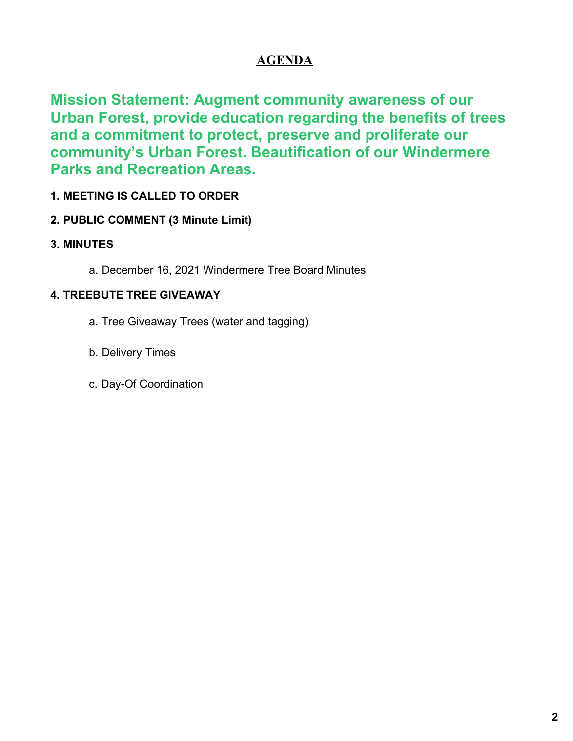# AGENDA

**Mission Statement: Augment community awareness of our Urban Forest, provide education regarding the benefits of trees and a commitment to protect, preserve and proliferate our community's Urban Forest. Beautification of our Windermere Parks and Recreation Areas.**

**1. MEETING IS CALLED TO ORDER**

**2. PUBLIC COMMENT (3 Minute Limit)**

**3. MINUTES**

a. December 16, 2021 Windermere Tree Board Minutes

**4. TREEBUTE TREE GIVEAWAY**

a. Tree Giveaway Trees (water and tagging)

b. Delivery Times

c. Day-Of Coordination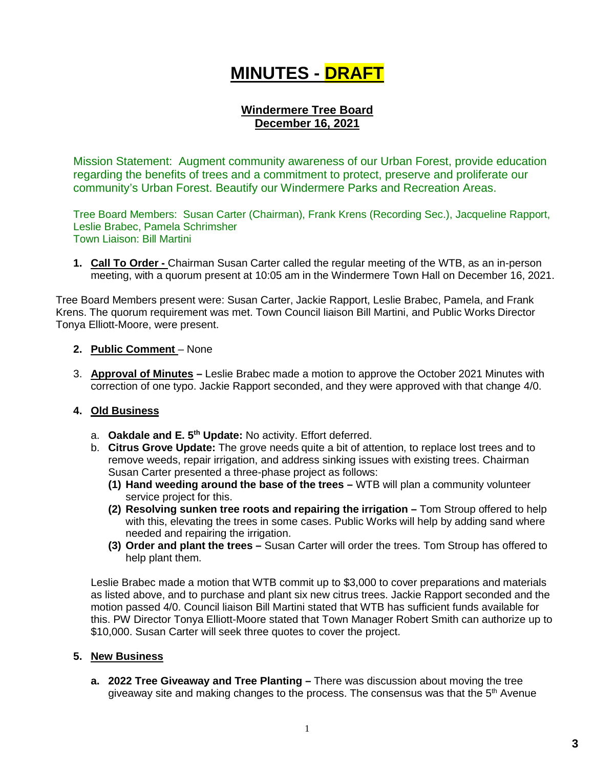# MINUTES - DRAFT

**Windermere Tree Board**
**December 16, 2021**

Mission Statement: Augment community awareness of our Urban Forest, provide education regarding the benefits of trees and a commitment to protect, preserve and proliferate our community's Urban Forest. Beautify our Windermere Parks and Recreation Areas.

Tree Board Members: Susan Carter (Chairman), Frank Krens (Recording Sec.), Jacqueline Rapport, Leslie Brabec, Pamela Schrimsher
Town Liaison: Bill Martini

1. **Call To Order -** Chairman Susan Carter called the regular meeting of the WTB, as an in-person meeting, with a quorum present at 10:05 am in the Windermere Town Hall on December 16, 2021.

Tree Board Members present were: Susan Carter, Jackie Rapport, Leslie Brabec, Pamela, and Frank Krens. The quorum requirement was met. Town Council liaison Bill Martini, and Public Works Director Tonya Elliott-Moore, were present.

2. **Public Comment** – None

3. **Approval of Minutes –** Leslie Brabec made a motion to approve the October 2021 Minutes with correction of one typo. Jackie Rapport seconded, and they were approved with that change 4/0.

4. **Old Business**

   a. **Oakdale and E. 5th Update:** No activity. Effort deferred.

   b. **Citrus Grove Update:** The grove needs quite a bit of attention, to replace lost trees and to remove weeds, repair irrigation, and address sinking issues with existing trees. Chairman Susan Carter presented a three-phase project as follows:

      **(1) Hand weeding around the base of the trees –** WTB will plan a community volunteer service project for this.

      **(2) Resolving sunken tree roots and repairing the irrigation –** Tom Stroup offered to help with this, elevating the trees in some cases. Public Works will help by adding sand where needed and repairing the irrigation.

      **(3) Order and plant the trees –** Susan Carter will order the trees. Tom Stroup has offered to help plant them.

   Leslie Brabec made a motion that WTB commit up to $3,000 to cover preparations and materials as listed above, and to purchase and plant six new citrus trees. Jackie Rapport seconded and the motion passed 4/0. Council liaison Bill Martini stated that WTB has sufficient funds available for this. PW Director Tonya Elliott-Moore stated that Town Manager Robert Smith can authorize up to $10,000. Susan Carter will seek three quotes to cover the project.

5. **New Business**

   a. **2022 Tree Giveaway and Tree Planting –** There was discussion about moving the tree giveaway site and making changes to the process. The consensus was that the 5th Avenue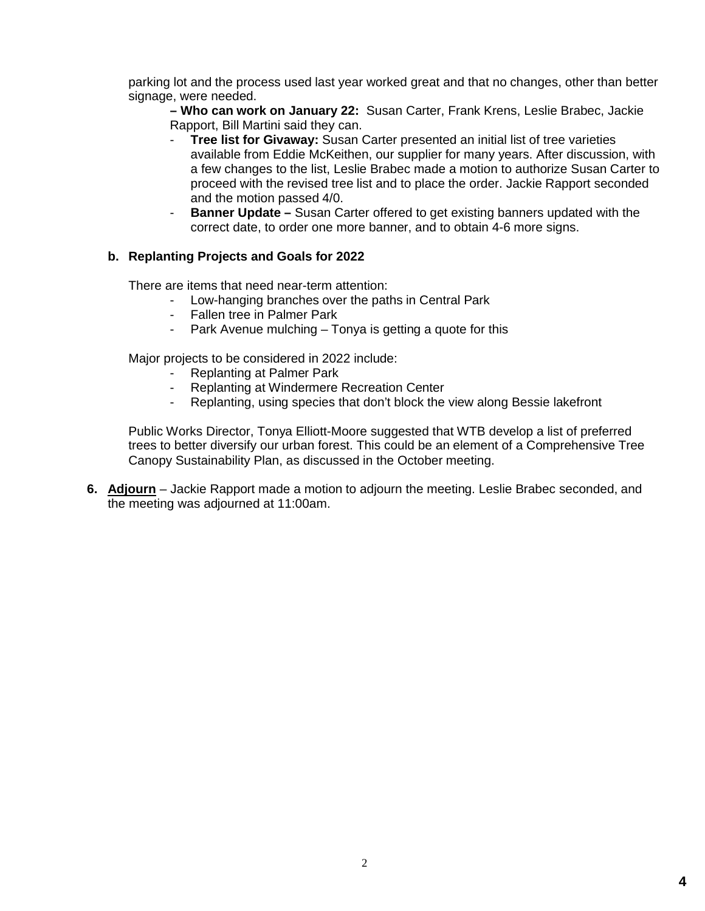parking lot and the process used last year worked great and that no changes, other than better signage, were needed.

**– Who can work on January 22:** Susan Carter, Frank Krens, Leslie Brabec, Jackie Rapport, Bill Martini said they can.

- **Tree list for Givaway:** Susan Carter presented an initial list of tree varieties available from Eddie McKeithen, our supplier for many years. After discussion, with a few changes to the list, Leslie Brabec made a motion to authorize Susan Carter to proceed with the revised tree list and to place the order. Jackie Rapport seconded and the motion passed 4/0.
- **Banner Update –** Susan Carter offered to get existing banners updated with the correct date, to order one more banner, and to obtain 4-6 more signs.

**b. Replanting Projects and Goals for 2022**

There are items that need near-term attention:

- Low-hanging branches over the paths in Central Park
- Fallen tree in Palmer Park
- Park Avenue mulching – Tonya is getting a quote for this

Major projects to be considered in 2022 include:

- Replanting at Palmer Park
- Replanting at Windermere Recreation Center
- Replanting, using species that don't block the view along Bessie lakefront

Public Works Director, Tonya Elliott-Moore suggested that WTB develop a list of preferred trees to better diversify our urban forest. This could be an element of a Comprehensive Tree Canopy Sustainability Plan, as discussed in the October meeting.

6. **Adjourn** – Jackie Rapport made a motion to adjourn the meeting. Leslie Brabec seconded, and the meeting was adjourned at 11:00am.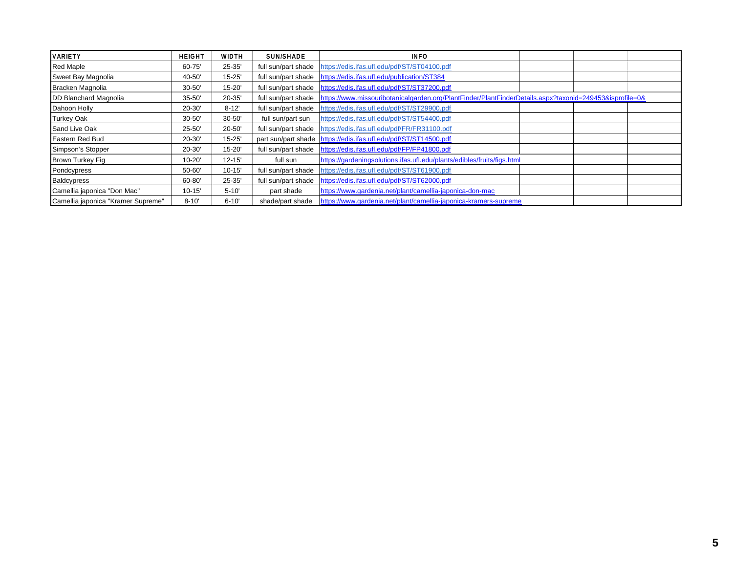| VARIETY | HEIGHT | WIDTH | SUN/SHADE | INFO | | | |
|---|---|---|---|---|---|---|---|
| Red Maple | 60-75' | 25-35' | full sun/part shade | https://edis.ifas.ufl.edu/pdf/ST/ST04100.pdf | | | |
| Sweet Bay Magnolia | 40-50' | 15-25' | full sun/part shade | https://edis.ifas.ufl.edu/publication/ST384 | | | |
| Bracken Magnolia | 30-50' | 15-20' | full sun/part shade | https://edis.ifas.ufl.edu/pdf/ST/ST37200.pdf | | | |
| DD Blanchard Magnolia | 35-50' | 20-35' | full sun/part shade | https://www.missouribotanicalgarden.org/PlantFinder/PlantFinderDetails.aspx?taxonid=249453&isprofile=0& | | | |
| Dahoon Holly | 20-30' | 8-12' | full sun/part shade | https://edis.ifas.ufl.edu/pdf/ST/ST29900.pdf | | | |
| Turkey Oak | 30-50' | 30-50' | full sun/part sun | https://edis.ifas.ufl.edu/pdf/ST/ST54400.pdf | | | |
| Sand Live Oak | 25-50' | 20-50' | full sun/part shade | https://edis.ifas.ufl.edu/pdf/FR/FR31100.pdf | | | |
| Eastern Red Bud | 20-30' | 15-25' | part sun/part shade | https://edis.ifas.ufl.edu/pdf/ST/ST14500.pdf | | | |
| Simpson's Stopper | 20-30' | 15-20' | full sun/part shade | https://edis.ifas.ufl.edu/pdf/FP/FP41800.pdf | | | |
| Brown Turkey Fig | 10-20' | 12-15' | full sun | https://gardeningsolutions.ifas.ufl.edu/plants/edibles/fruits/figs.html | | | |
| Pondcypress | 50-60' | 10-15' | full sun/part shade | https://edis.ifas.ufl.edu/pdf/ST/ST61900.pdf | | | |
| Baldcypress | 60-80' | 25-35' | full sun/part shade | https://edis.ifas.ufl.edu/pdf/ST/ST62000.pdf | | | |
| Camellia japonica "Don Mac" | 10-15' | 5-10' | part shade | https://www.gardenia.net/plant/camellia-japonica-don-mac | | | |
| Camellia japonica "Kramer Supreme" | 8-10' | 6-10' | shade/part shade | https://www.gardenia.net/plant/camellia-japonica-kramers-supreme | | | |